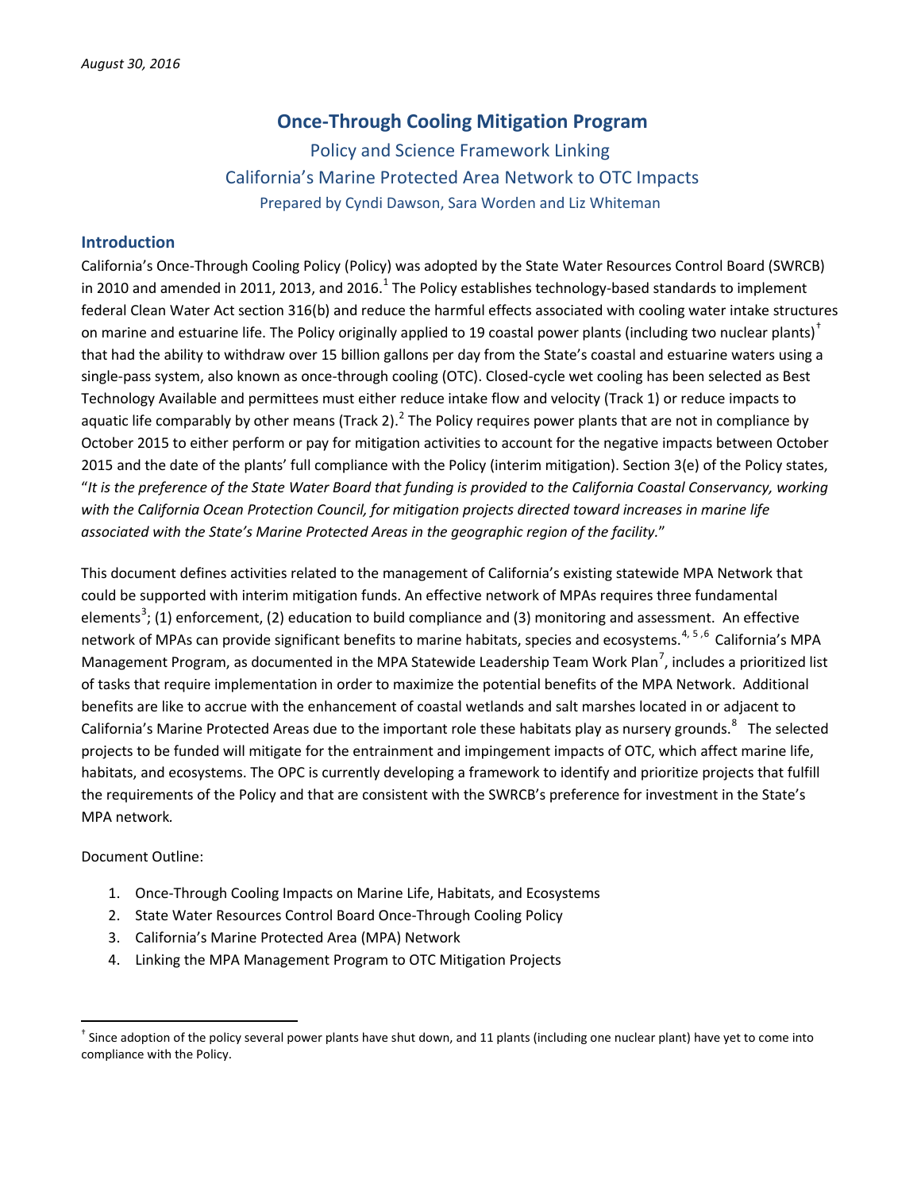*August 30, 2016*

# Once-Through Cooling Mitigation Program

## Policy and Science Framework Linking California's Marine Protected Area Network to OTC Impacts

Prepared by Cyndi Dawson, Sara Worden and Liz Whiteman

## Introduction

California's Once-Through Cooling Policy (Policy) was adopted by the State Water Resources Control Board (SWRCB) in 2010 and amended in 2011, 2013, and 2016.[1] The Policy establishes technology-based standards to implement federal Clean Water Act section 316(b) and reduce the harmful effects associated with cooling water intake structures on marine and estuarine life. The Policy originally applied to 19 coastal power plants (including two nuclear plants)[†] that had the ability to withdraw over 15 billion gallons per day from the State's coastal and estuarine waters using a single-pass system, also known as once-through cooling (OTC). Closed-cycle wet cooling has been selected as Best Technology Available and permittees must either reduce intake flow and velocity (Track 1) or reduce impacts to aquatic life comparably by other means (Track 2).[2] The Policy requires power plants that are not in compliance by October 2015 to either perform or pay for mitigation activities to account for the negative impacts between October 2015 and the date of the plants' full compliance with the Policy (interim mitigation). Section 3(e) of the Policy states, "*It is the preference of the State Water Board that funding is provided to the California Coastal Conservancy, working with the California Ocean Protection Council, for mitigation projects directed toward increases in marine life associated with the State's Marine Protected Areas in the geographic region of the facility.*"

This document defines activities related to the management of California's existing statewide MPA Network that could be supported with interim mitigation funds. An effective network of MPAs requires three fundamental elements[3]; (1) enforcement, (2) education to build compliance and (3) monitoring and assessment. An effective network of MPAs can provide significant benefits to marine habitats, species and ecosystems.[4, 5, 6] California's MPA Management Program, as documented in the MPA Statewide Leadership Team Work Plan[7], includes a prioritized list of tasks that require implementation in order to maximize the potential benefits of the MPA Network. Additional benefits are like to accrue with the enhancement of coastal wetlands and salt marshes located in or adjacent to California's Marine Protected Areas due to the important role these habitats play as nursery grounds.[8] The selected projects to be funded will mitigate for the entrainment and impingement impacts of OTC, which affect marine life, habitats, and ecosystems. The OPC is currently developing a framework to identify and prioritize projects that fulfill the requirements of the Policy and that are consistent with the SWRCB's preference for investment in the State's MPA network.

Document Outline:

1. Once-Through Cooling Impacts on Marine Life, Habitats, and Ecosystems
2. State Water Resources Control Board Once-Through Cooling Policy
3. California's Marine Protected Area (MPA) Network
4. Linking the MPA Management Program to OTC Mitigation Projects

---

[†] Since adoption of the policy several power plants have shut down, and 11 plants (including one nuclear plant) have yet to come into compliance with the Policy.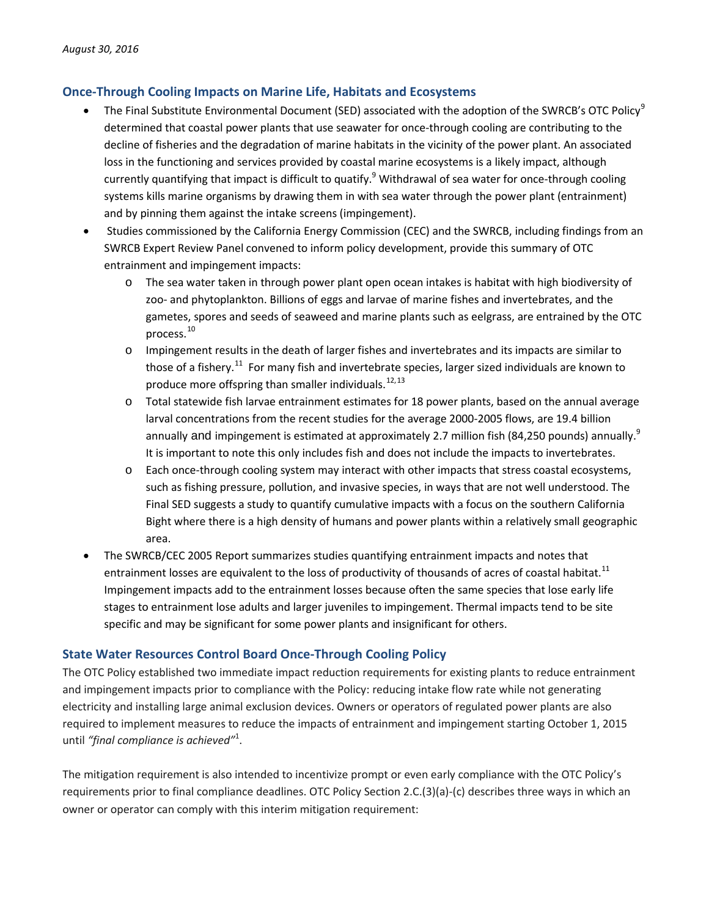## Once-Through Cooling Impacts on Marine Life, Habitats and Ecosystems

- The Final Substitute Environmental Document (SED) associated with the adoption of the SWRCB's OTC Policy[9] determined that coastal power plants that use seawater for once-through cooling are contributing to the decline of fisheries and the degradation of marine habitats in the vicinity of the power plant. An associated loss in the functioning and services provided by coastal marine ecosystems is a likely impact, although currently quantifying that impact is difficult to quatify.[9] Withdrawal of sea water for once-through cooling systems kills marine organisms by drawing them in with sea water through the power plant (entrainment) and by pinning them against the intake screens (impingement).
- Studies commissioned by the California Energy Commission (CEC) and the SWRCB, including findings from an SWRCB Expert Review Panel convened to inform policy development, provide this summary of OTC entrainment and impingement impacts:
  - The sea water taken in through power plant open ocean intakes is habitat with high biodiversity of zoo- and phytoplankton. Billions of eggs and larvae of marine fishes and invertebrates, and the gametes, spores and seeds of seaweed and marine plants such as eelgrass, are entrained by the OTC process.[10]
  - Impingement results in the death of larger fishes and invertebrates and its impacts are similar to those of a fishery.[11] For many fish and invertebrate species, larger sized individuals are known to produce more offspring than smaller individuals.[12,13]
  - Total statewide fish larvae entrainment estimates for 18 power plants, based on the annual average larval concentrations from the recent studies for the average 2000-2005 flows, are 19.4 billion annually and impingement is estimated at approximately 2.7 million fish (84,250 pounds) annually.[9] It is important to note this only includes fish and does not include the impacts to invertebrates.
  - Each once-through cooling system may interact with other impacts that stress coastal ecosystems, such as fishing pressure, pollution, and invasive species, in ways that are not well understood. The Final SED suggests a study to quantify cumulative impacts with a focus on the southern California Bight where there is a high density of humans and power plants within a relatively small geographic area.
- The SWRCB/CEC 2005 Report summarizes studies quantifying entrainment impacts and notes that entrainment losses are equivalent to the loss of productivity of thousands of acres of coastal habitat.[11] Impingement impacts add to the entrainment losses because often the same species that lose early life stages to entrainment lose adults and larger juveniles to impingement. Thermal impacts tend to be site specific and may be significant for some power plants and insignificant for others.

## State Water Resources Control Board Once-Through Cooling Policy

The OTC Policy established two immediate impact reduction requirements for existing plants to reduce entrainment and impingement impacts prior to compliance with the Policy: reducing intake flow rate while not generating electricity and installing large animal exclusion devices. Owners or operators of regulated power plants are also required to implement measures to reduce the impacts of entrainment and impingement starting October 1, 2015 until *"final compliance is achieved"*[1].

The mitigation requirement is also intended to incentivize prompt or even early compliance with the OTC Policy's requirements prior to final compliance deadlines. OTC Policy Section 2.C.(3)(a)-(c) describes three ways in which an owner or operator can comply with this interim mitigation requirement: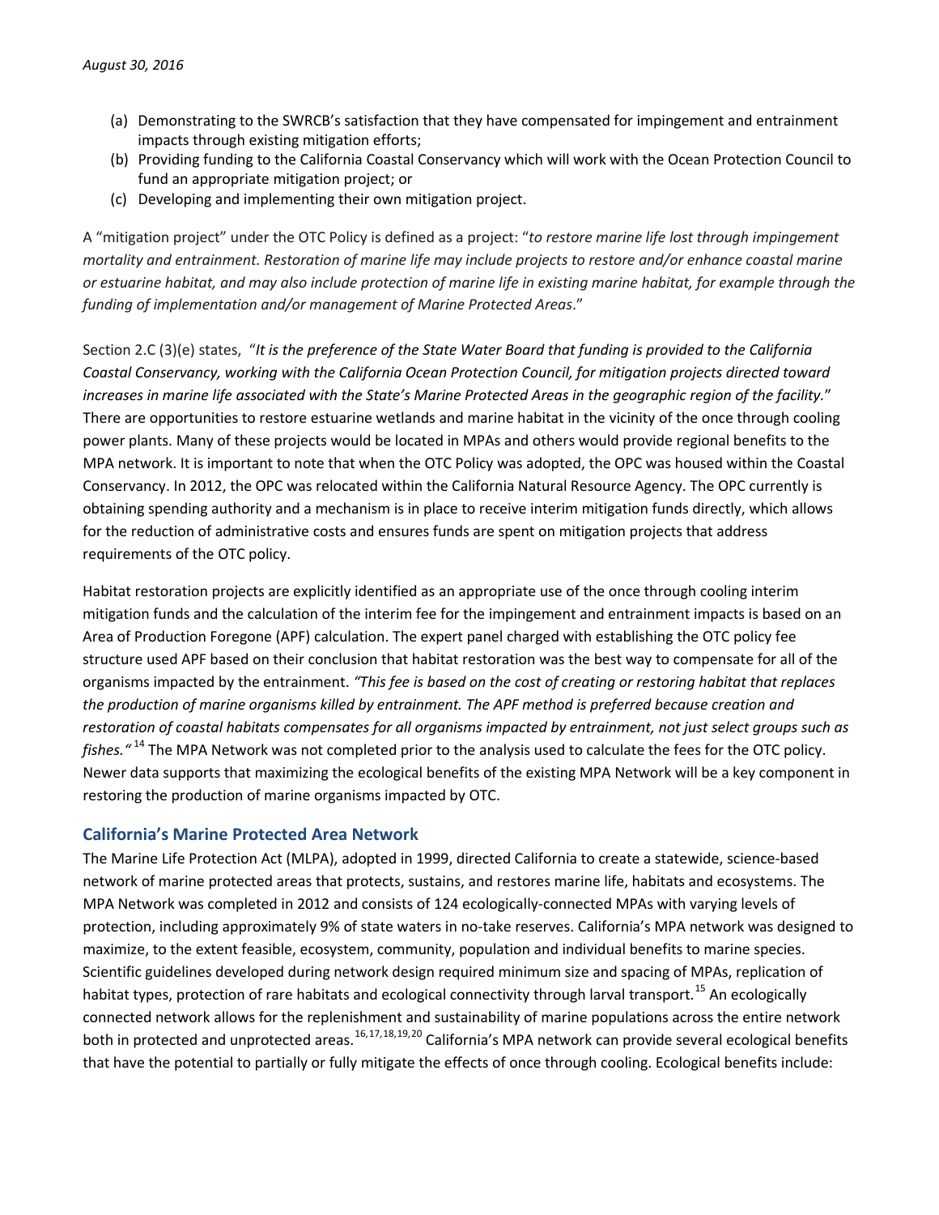(a) Demonstrating to the SWRCB's satisfaction that they have compensated for impingement and entrainment impacts through existing mitigation efforts;
(b) Providing funding to the California Coastal Conservancy which will work with the Ocean Protection Council to fund an appropriate mitigation project; or
(c) Developing and implementing their own mitigation project.

A "mitigation project" under the OTC Policy is defined as a project: "*to restore marine life lost through impingement mortality and entrainment. Restoration of marine life may include projects to restore and/or enhance coastal marine or estuarine habitat, and may also include protection of marine life in existing marine habitat, for example through the funding of implementation and/or management of Marine Protected Areas*."

Section 2.C (3)(e) states, "*It is the preference of the State Water Board that funding is provided to the California Coastal Conservancy, working with the California Ocean Protection Council, for mitigation projects directed toward increases in marine life associated with the State's Marine Protected Areas in the geographic region of the facility.*" There are opportunities to restore estuarine wetlands and marine habitat in the vicinity of the once through cooling power plants. Many of these projects would be located in MPAs and others would provide regional benefits to the MPA network. It is important to note that when the OTC Policy was adopted, the OPC was housed within the Coastal Conservancy. In 2012, the OPC was relocated within the California Natural Resource Agency. The OPC currently is obtaining spending authority and a mechanism is in place to receive interim mitigation funds directly, which allows for the reduction of administrative costs and ensures funds are spent on mitigation projects that address requirements of the OTC policy.

Habitat restoration projects are explicitly identified as an appropriate use of the once through cooling interim mitigation funds and the calculation of the interim fee for the impingement and entrainment impacts is based on an Area of Production Foregone (APF) calculation. The expert panel charged with establishing the OTC policy fee structure used APF based on their conclusion that habitat restoration was the best way to compensate for all of the organisms impacted by the entrainment. *"This fee is based on the cost of creating or restoring habitat that replaces the production of marine organisms killed by entrainment. The APF method is preferred because creation and restoration of coastal habitats compensates for all organisms impacted by entrainment, not just select groups such as fishes."* [14] The MPA Network was not completed prior to the analysis used to calculate the fees for the OTC policy. Newer data supports that maximizing the ecological benefits of the existing MPA Network will be a key component in restoring the production of marine organisms impacted by OTC.

## California's Marine Protected Area Network

The Marine Life Protection Act (MLPA), adopted in 1999, directed California to create a statewide, science-based network of marine protected areas that protects, sustains, and restores marine life, habitats and ecosystems. The MPA Network was completed in 2012 and consists of 124 ecologically-connected MPAs with varying levels of protection, including approximately 9% of state waters in no-take reserves. California's MPA network was designed to maximize, to the extent feasible, ecosystem, community, population and individual benefits to marine species. Scientific guidelines developed during network design required minimum size and spacing of MPAs, replication of habitat types, protection of rare habitats and ecological connectivity through larval transport.[15] An ecologically connected network allows for the replenishment and sustainability of marine populations across the entire network both in protected and unprotected areas.[16,17,18,19,20] California's MPA network can provide several ecological benefits that have the potential to partially or fully mitigate the effects of once through cooling. Ecological benefits include: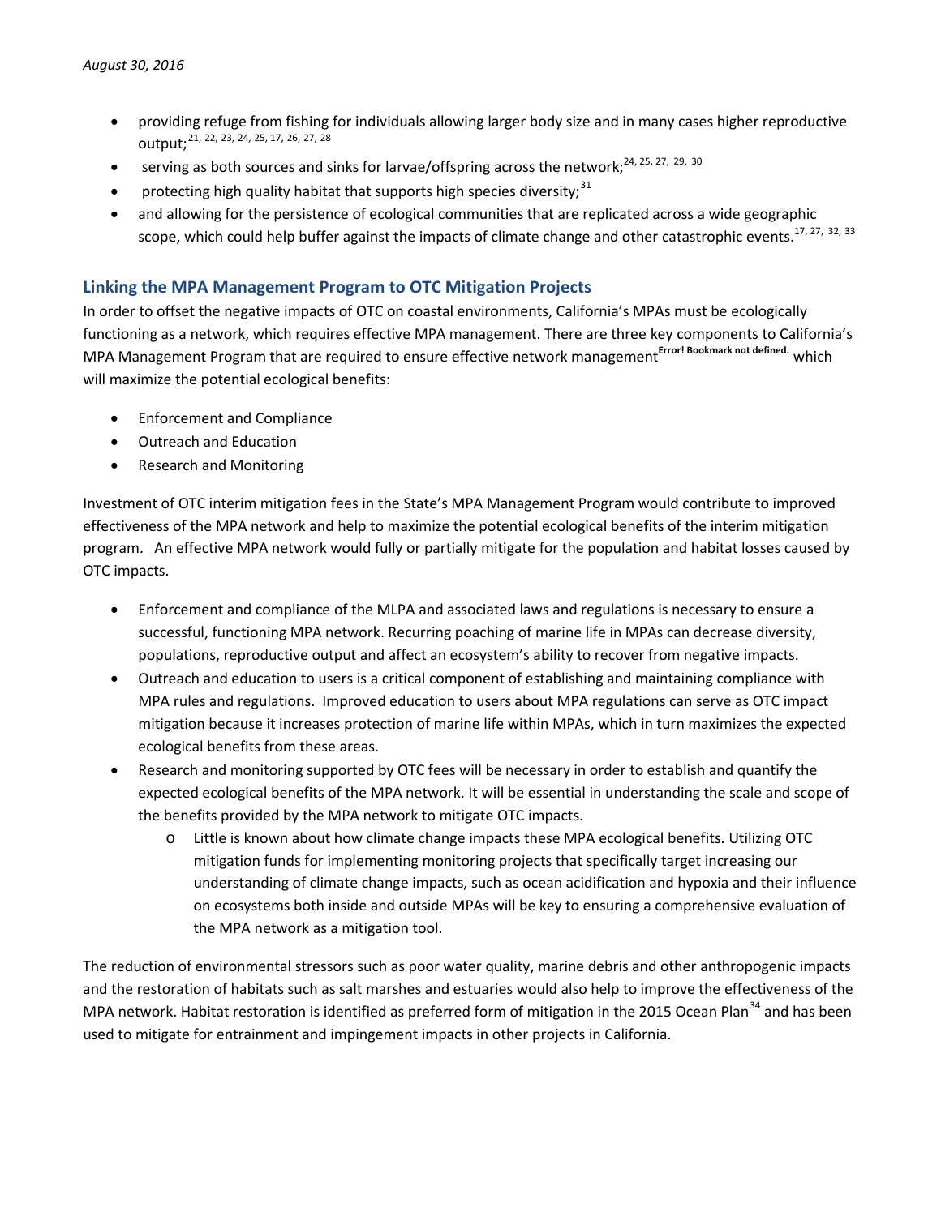- providing refuge from fishing for individuals allowing larger body size and in many cases higher reproductive output;[21, 22, 23, 24, 25, 17, 26, 27, 28]
- serving as both sources and sinks for larvae/offspring across the network;[24, 25, 27, 29, 30]
- protecting high quality habitat that supports high species diversity;[31]
- and allowing for the persistence of ecological communities that are replicated across a wide geographic scope, which could help buffer against the impacts of climate change and other catastrophic events.[17, 27, 32, 33]

## Linking the MPA Management Program to OTC Mitigation Projects

In order to offset the negative impacts of OTC on coastal environments, California's MPAs must be ecologically functioning as a network, which requires effective MPA management. There are three key components to California's MPA Management Program that are required to ensure effective network management[Error! Bookmark not defined.] which will maximize the potential ecological benefits:

- Enforcement and Compliance
- Outreach and Education
- Research and Monitoring

Investment of OTC interim mitigation fees in the State's MPA Management Program would contribute to improved effectiveness of the MPA network and help to maximize the potential ecological benefits of the interim mitigation program. An effective MPA network would fully or partially mitigate for the population and habitat losses caused by OTC impacts.

- Enforcement and compliance of the MLPA and associated laws and regulations is necessary to ensure a successful, functioning MPA network. Recurring poaching of marine life in MPAs can decrease diversity, populations, reproductive output and affect an ecosystem's ability to recover from negative impacts.
- Outreach and education to users is a critical component of establishing and maintaining compliance with MPA rules and regulations. Improved education to users about MPA regulations can serve as OTC impact mitigation because it increases protection of marine life within MPAs, which in turn maximizes the expected ecological benefits from these areas.
- Research and monitoring supported by OTC fees will be necessary in order to establish and quantify the expected ecological benefits of the MPA network. It will be essential in understanding the scale and scope of the benefits provided by the MPA network to mitigate OTC impacts.
    - Little is known about how climate change impacts these MPA ecological benefits. Utilizing OTC mitigation funds for implementing monitoring projects that specifically target increasing our understanding of climate change impacts, such as ocean acidification and hypoxia and their influence on ecosystems both inside and outside MPAs will be key to ensuring a comprehensive evaluation of the MPA network as a mitigation tool.

The reduction of environmental stressors such as poor water quality, marine debris and other anthropogenic impacts and the restoration of habitats such as salt marshes and estuaries would also help to improve the effectiveness of the MPA network. Habitat restoration is identified as preferred form of mitigation in the 2015 Ocean Plan[34] and has been used to mitigate for entrainment and impingement impacts in other projects in California.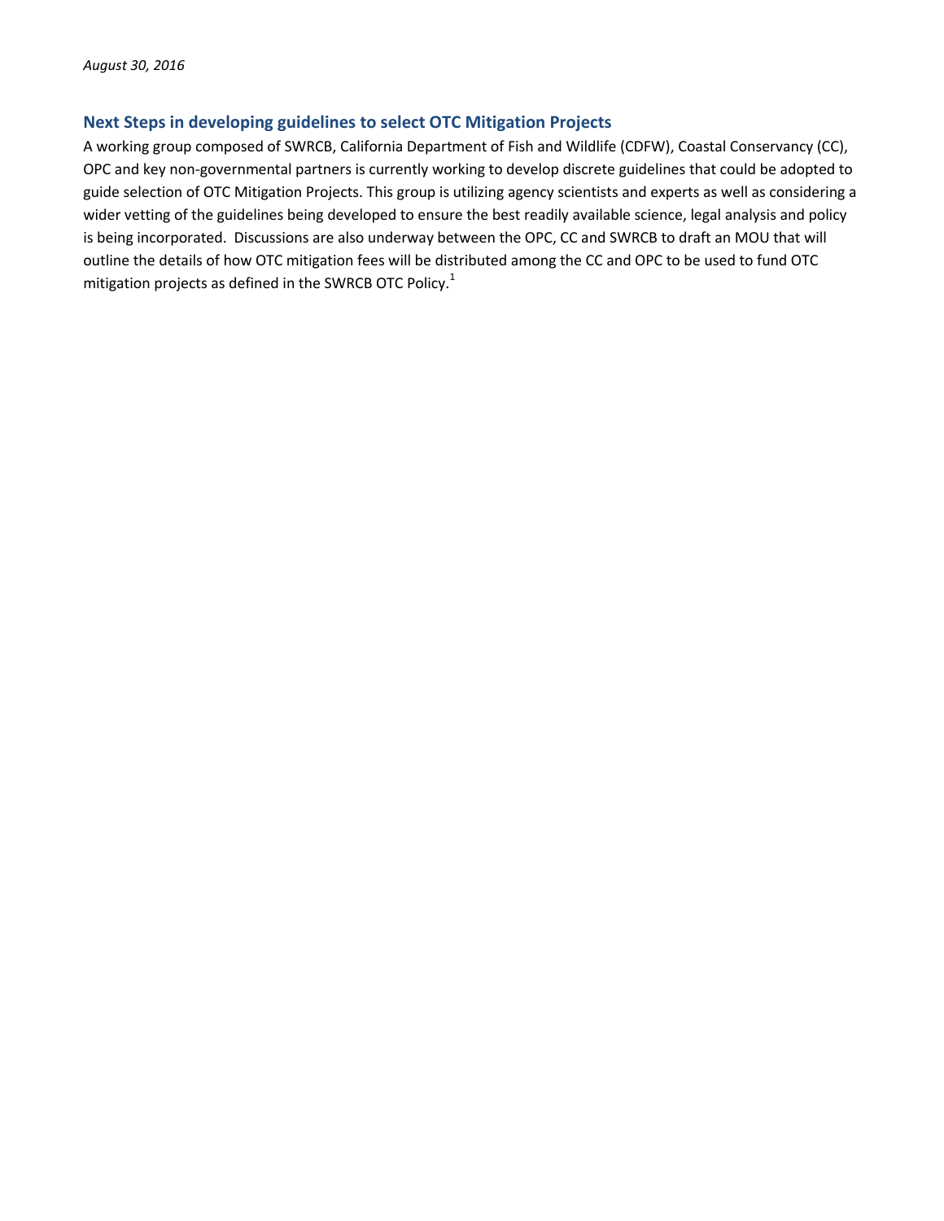*August 30, 2016*

## Next Steps in developing guidelines to select OTC Mitigation Projects

A working group composed of SWRCB, California Department of Fish and Wildlife (CDFW), Coastal Conservancy (CC), OPC and key non-governmental partners is currently working to develop discrete guidelines that could be adopted to guide selection of OTC Mitigation Projects. This group is utilizing agency scientists and experts as well as considering a wider vetting of the guidelines being developed to ensure the best readily available science, legal analysis and policy is being incorporated. Discussions are also underway between the OPC, CC and SWRCB to draft an MOU that will outline the details of how OTC mitigation fees will be distributed among the CC and OPC to be used to fund OTC mitigation projects as defined in the SWRCB OTC Policy.[1]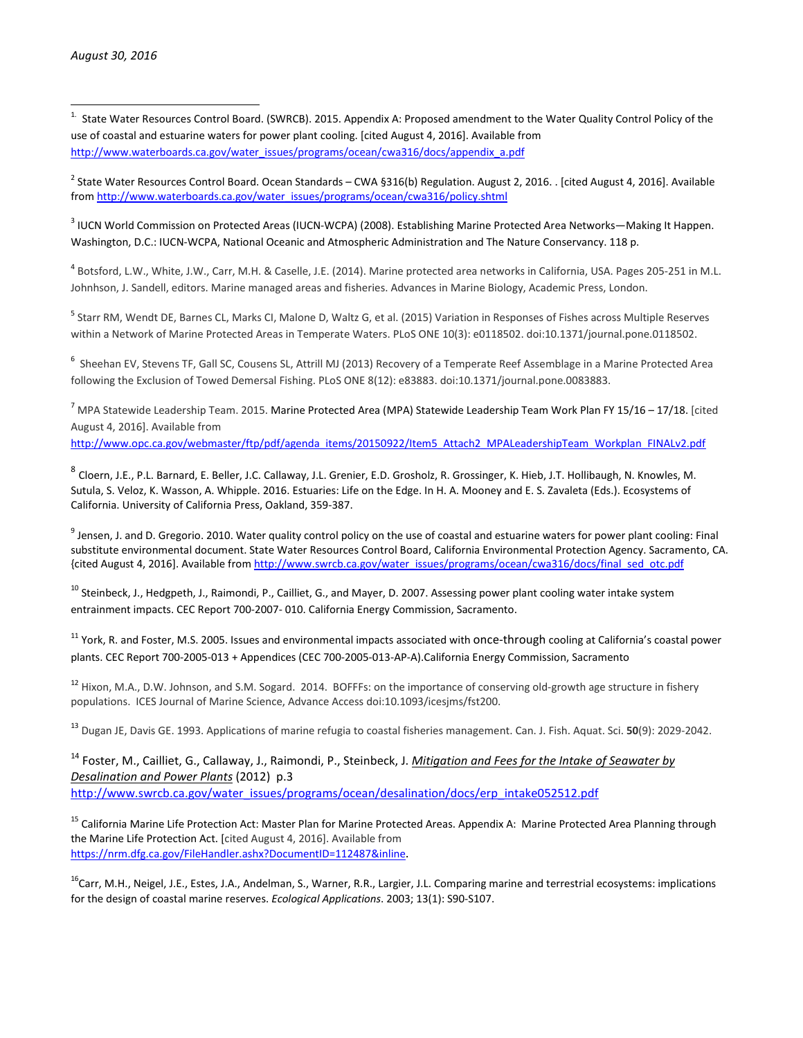*August 30, 2016*

---

[1] State Water Resources Control Board. (SWRCB). 2015. Appendix A: Proposed amendment to the Water Quality Control Policy of the use of coastal and estuarine waters for power plant cooling. [cited August 4, 2016]. Available from http://www.waterboards.ca.gov/water_issues/programs/ocean/cwa316/docs/appendix_a.pdf

[2] State Water Resources Control Board. Ocean Standards – CWA §316(b) Regulation. August 2, 2016. . [cited August 4, 2016]. Available from http://www.waterboards.ca.gov/water_issues/programs/ocean/cwa316/policy.shtml

[3] IUCN World Commission on Protected Areas (IUCN-WCPA) (2008). Establishing Marine Protected Area Networks—Making It Happen. Washington, D.C.: IUCN-WCPA, National Oceanic and Atmospheric Administration and The Nature Conservancy. 118 p.

[4] Botsford, L.W., White, J.W., Carr, M.H. & Caselle, J.E. (2014). Marine protected area networks in California, USA. Pages 205-251 in M.L. Johnhson, J. Sandell, editors. Marine managed areas and fisheries. Advances in Marine Biology, Academic Press, London.

[5] Starr RM, Wendt DE, Barnes CL, Marks CI, Malone D, Waltz G, et al. (2015) Variation in Responses of Fishes across Multiple Reserves within a Network of Marine Protected Areas in Temperate Waters. PLoS ONE 10(3): e0118502. doi:10.1371/journal.pone.0118502.

[6] Sheehan EV, Stevens TF, Gall SC, Cousens SL, Attrill MJ (2013) Recovery of a Temperate Reef Assemblage in a Marine Protected Area following the Exclusion of Towed Demersal Fishing. PLoS ONE 8(12): e83883. doi:10.1371/journal.pone.0083883.

[7] MPA Statewide Leadership Team. 2015. Marine Protected Area (MPA) Statewide Leadership Team Work Plan FY 15/16 – 17/18. [cited August 4, 2016]. Available from http://www.opc.ca.gov/webmaster/ftp/pdf/agenda_items/20150922/Item5_Attach2_MPALeadershipTeam_Workplan_FINALv2.pdf

[8] Cloern, J.E., P.L. Barnard, E. Beller, J.C. Callaway, J.L. Grenier, E.D. Grosholz, R. Grossinger, K. Hieb, J.T. Hollibaugh, N. Knowles, M. Sutula, S. Veloz, K. Wasson, A. Whipple. 2016. Estuaries: Life on the Edge. In H. A. Mooney and E. S. Zavaleta (Eds.). Ecosystems of California. University of California Press, Oakland, 359-387.

[9] Jensen, J. and D. Gregorio. 2010. Water quality control policy on the use of coastal and estuarine waters for power plant cooling: Final substitute environmental document. State Water Resources Control Board, California Environmental Protection Agency. Sacramento, CA. {cited August 4, 2016]. Available from http://www.swrcb.ca.gov/water_issues/programs/ocean/cwa316/docs/final_sed_otc.pdf

[10] Steinbeck, J., Hedgpeth, J., Raimondi, P., Cailliet, G., and Mayer, D. 2007. Assessing power plant cooling water intake system entrainment impacts. CEC Report 700-2007- 010. California Energy Commission, Sacramento.

[11] York, R. and Foster, M.S. 2005. Issues and environmental impacts associated with once-through cooling at California's coastal power plants. CEC Report 700-2005-013 + Appendices (CEC 700-2005-013-AP-A).California Energy Commission, Sacramento

[12] Hixon, M.A., D.W. Johnson, and S.M. Sogard. 2014. BOFFFs: on the importance of conserving old-growth age structure in fishery populations. ICES Journal of Marine Science, Advance Access doi:10.1093/icesjms/fst200.

[13] Dugan JE, Davis GE. 1993. Applications of marine refugia to coastal fisheries management. Can. J. Fish. Aquat. Sci. **50**(9): 2029-2042.

[14] Foster, M., Cailliet, G., Callaway, J., Raimondi, P., Steinbeck, J. *Mitigation and Fees for the Intake of Seawater by Desalination and Power Plants* (2012) p.3 http://www.swrcb.ca.gov/water_issues/programs/ocean/desalination/docs/erp_intake052512.pdf

[15] California Marine Life Protection Act: Master Plan for Marine Protected Areas. Appendix A: Marine Protected Area Planning through the Marine Life Protection Act. [cited August 4, 2016]. Available from https://nrm.dfg.ca.gov/FileHandler.ashx?DocumentID=112487&inline.

[16] Carr, M.H., Neigel, J.E., Estes, J.A., Andelman, S., Warner, R.R., Largier, J.L. Comparing marine and terrestrial ecosystems: implications for the design of coastal marine reserves. *Ecological Applications*. 2003; 13(1): S90-S107.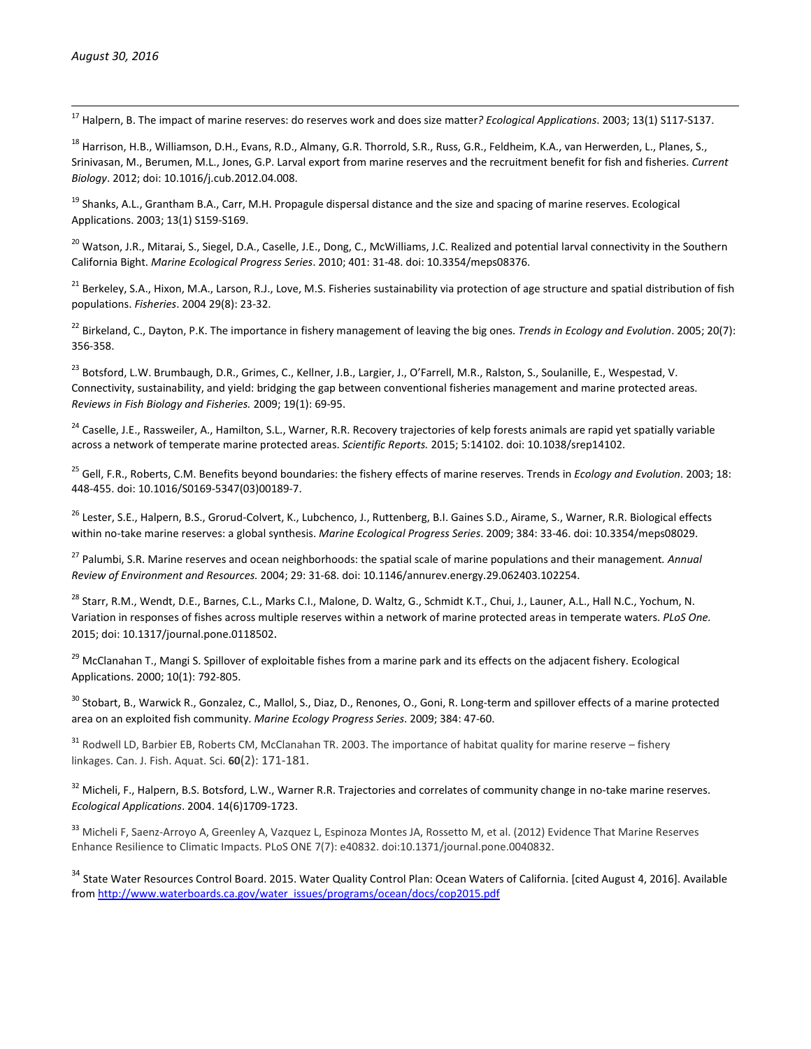[17] Halpern, B. The impact of marine reserves: do reserves work and does size matter*? Ecological Applications*. 2003; 13(1) S117-S137.

[18] Harrison, H.B., Williamson, D.H., Evans, R.D., Almany, G.R. Thorrold, S.R., Russ, G.R., Feldheim, K.A., van Herwerden, L., Planes, S., Srinivasan, M., Berumen, M.L., Jones, G.P. Larval export from marine reserves and the recruitment benefit for fish and fisheries. *Current Biology*. 2012; doi: 10.1016/j.cub.2012.04.008.

[19] Shanks, A.L., Grantham B.A., Carr, M.H. Propagule dispersal distance and the size and spacing of marine reserves. Ecological Applications. 2003; 13(1) S159-S169.

[20] Watson, J.R., Mitarai, S., Siegel, D.A., Caselle, J.E., Dong, C., McWilliams, J.C. Realized and potential larval connectivity in the Southern California Bight. *Marine Ecological Progress Series*. 2010; 401: 31-48. doi: 10.3354/meps08376.

[21] Berkeley, S.A., Hixon, M.A., Larson, R.J., Love, M.S. Fisheries sustainability via protection of age structure and spatial distribution of fish populations. *Fisheries*. 2004 29(8): 23-32.

[22] Birkeland, C., Dayton, P.K. The importance in fishery management of leaving the big ones. *Trends in Ecology and Evolution*. 2005; 20(7): 356-358.

[23] Botsford, L.W. Brumbaugh, D.R., Grimes, C., Kellner, J.B., Largier, J., O'Farrell, M.R., Ralston, S., Soulanille, E., Wespestad, V. Connectivity, sustainability, and yield: bridging the gap between conventional fisheries management and marine protected areas. *Reviews in Fish Biology and Fisheries.* 2009; 19(1): 69-95.

[24] Caselle, J.E., Rassweiler, A., Hamilton, S.L., Warner, R.R. Recovery trajectories of kelp forests animals are rapid yet spatially variable across a network of temperate marine protected areas. *Scientific Reports.* 2015; 5:14102. doi: 10.1038/srep14102.

[25] Gell, F.R., Roberts, C.M. Benefits beyond boundaries: the fishery effects of marine reserves. Trends in *Ecology and Evolution*. 2003; 18: 448-455. doi: 10.1016/S0169-5347(03)00189-7.

[26] Lester, S.E., Halpern, B.S., Grorud-Colvert, K., Lubchenco, J., Ruttenberg, B.I. Gaines S.D., Airame, S., Warner, R.R. Biological effects within no-take marine reserves: a global synthesis. *Marine Ecological Progress Series*. 2009; 384: 33-46. doi: 10.3354/meps08029.

[27] Palumbi, S.R. Marine reserves and ocean neighborhoods: the spatial scale of marine populations and their management*. Annual Review of Environment and Resources.* 2004; 29: 31-68. doi: 10.1146/annurev.energy.29.062403.102254.

[28] Starr, R.M., Wendt, D.E., Barnes, C.L., Marks C.I., Malone, D. Waltz, G., Schmidt K.T., Chui, J., Launer, A.L., Hall N.C., Yochum, N. Variation in responses of fishes across multiple reserves within a network of marine protected areas in temperate waters. *PLoS One.* 2015; doi: 10.1317/journal.pone.0118502.

[29] McClanahan T., Mangi S. Spillover of exploitable fishes from a marine park and its effects on the adjacent fishery. Ecological Applications. 2000; 10(1): 792-805.

[30] Stobart, B., Warwick R., Gonzalez, C., Mallol, S., Diaz, D., Renones, O., Goni, R. Long-term and spillover effects of a marine protected area on an exploited fish community. *Marine Ecology Progress Series*. 2009; 384: 47-60.

[31] Rodwell LD, Barbier EB, Roberts CM, McClanahan TR. 2003. The importance of habitat quality for marine reserve – fishery linkages. Can. J. Fish. Aquat. Sci. **60**(2): 171-181.

[32] Micheli, F., Halpern, B.S. Botsford, L.W., Warner R.R. Trajectories and correlates of community change in no-take marine reserves. *Ecological Applications*. 2004. 14(6)1709-1723.

[33] Micheli F, Saenz-Arroyo A, Greenley A, Vazquez L, Espinoza Montes JA, Rossetto M, et al. (2012) Evidence That Marine Reserves Enhance Resilience to Climatic Impacts. PLoS ONE 7(7): e40832. doi:10.1371/journal.pone.0040832.

[34] State Water Resources Control Board. 2015. Water Quality Control Plan: Ocean Waters of California. [cited August 4, 2016]. Available from http://www.waterboards.ca.gov/water_issues/programs/ocean/docs/cop2015.pdf